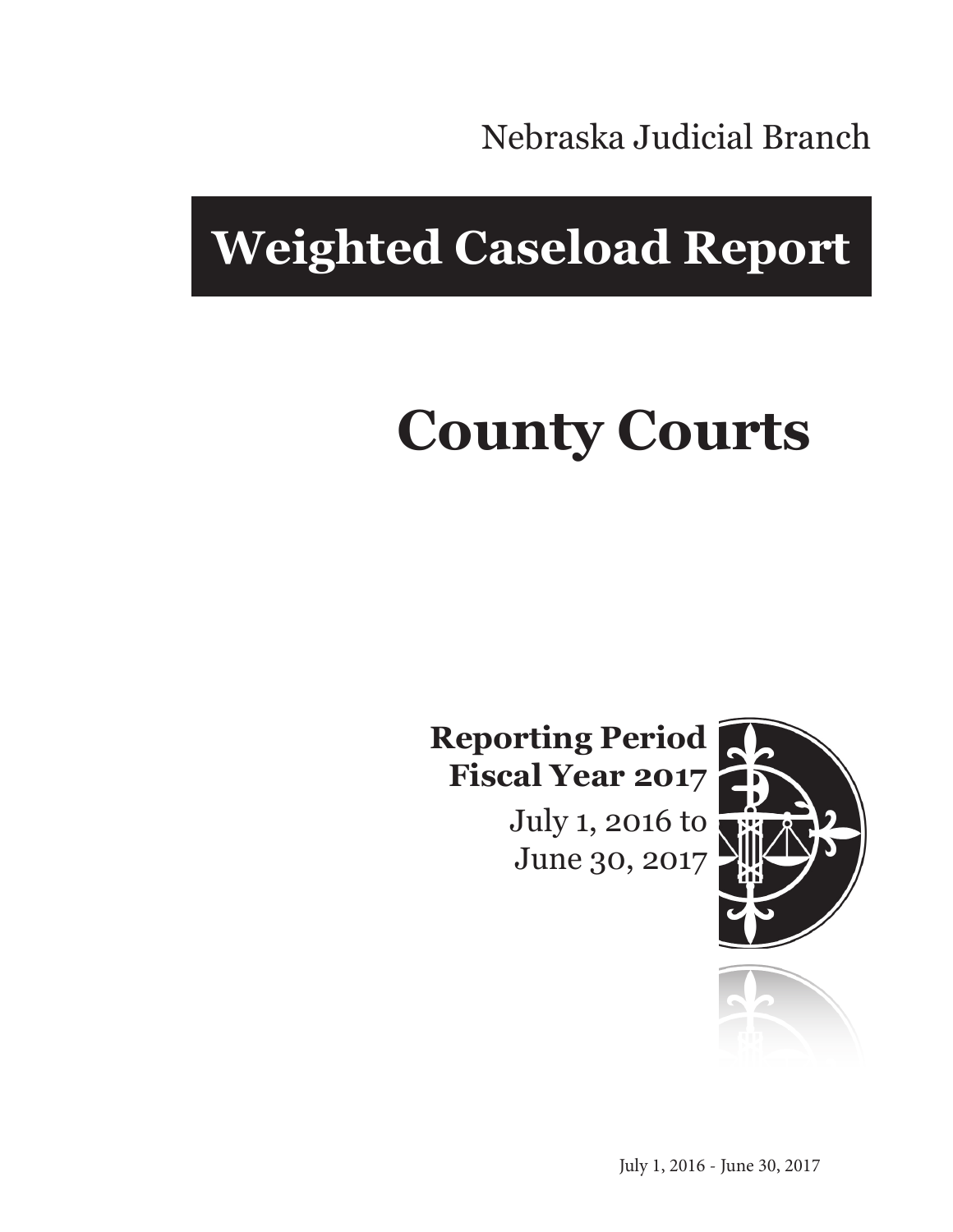Nebraska Judicial Branch

# Weighted Caseload Report

# County Courts

**Reporting Period**
**Fiscal Year 2017**
July 1, 2016 to
June 30, 2017

July 1, 2016 - June 30, 2017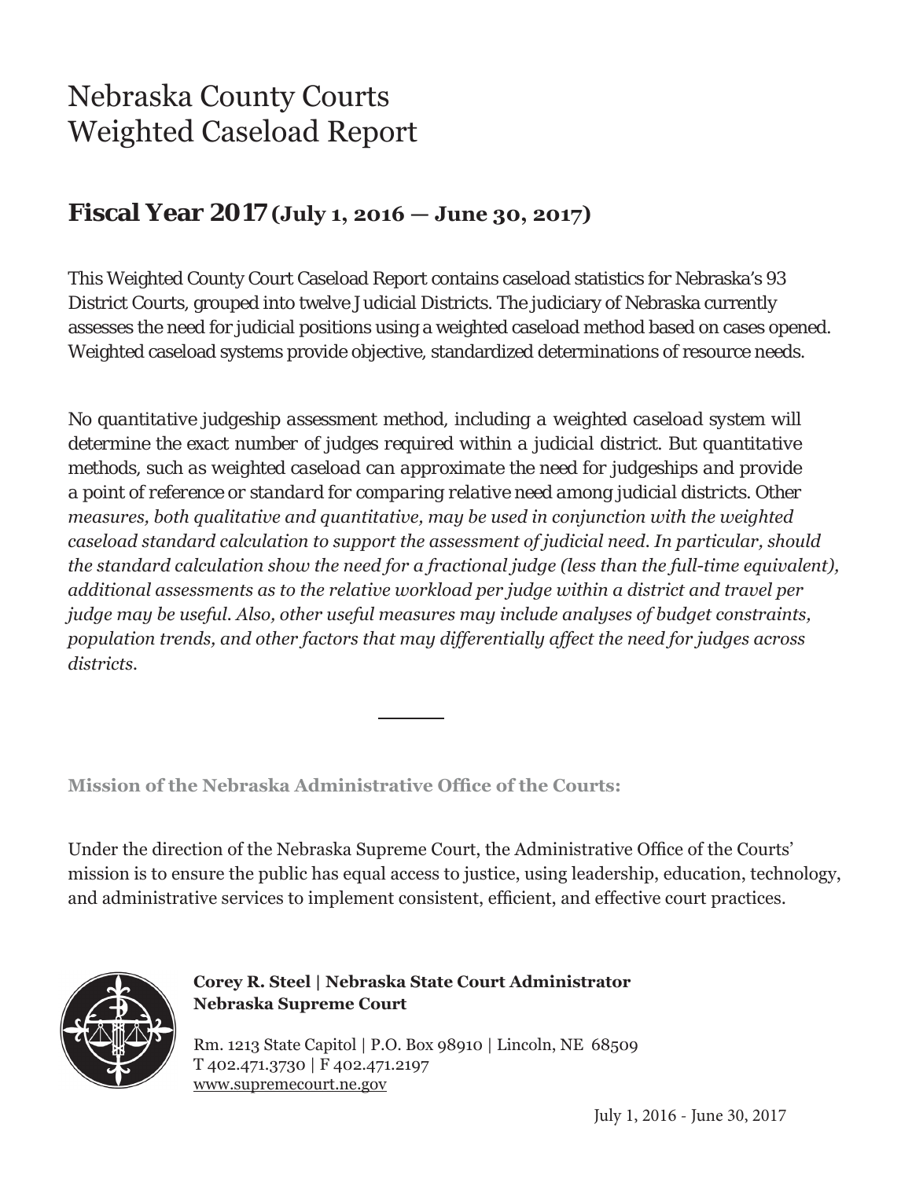# Nebraska County Courts
# Weighted Caseload Report

## Fiscal Year 2017 (July 1, 2016 — June 30, 2017)

This Weighted County Court Caseload Report contains caseload statistics for Nebraska's 93 District Courts, grouped into twelve Judicial Districts. The judiciary of Nebraska currently assesses the need for judicial positions using a weighted caseload method based on cases opened. Weighted caseload systems provide objective, standardized determinations of resource needs.

No quantitative judgeship assessment method, including a weighted caseload system will determine the exact number of judges required within a judicial district. But quantitative methods, such as weighted caseload can approximate the need for judgeships and provide a point of reference or standard for comparing relative need among judicial districts. Other *measures, both qualitative and quantitative, may be used in conjunction with the weighted caseload standard calculation to support the assessment of judicial need. In particular, should the standard calculation show the need for a fractional judge (less than the full-time equivalent), additional assessments as to the relative workload per judge within a district and travel per judge may be useful. Also, other useful measures may include analyses of budget constraints, population trends, and other factors that may differentially affect the need for judges across districts.*

---

**Mission of the Nebraska Administrative Office of the Courts:**

Under the direction of the Nebraska Supreme Court, the Administrative Office of the Courts' mission is to ensure the public has equal access to justice, using leadership, education, technology, and administrative services to implement consistent, efficient, and effective court practices.

**Corey R. Steel | Nebraska State Court Administrator**
**Nebraska Supreme Court**

Rm. 1213 State Capitol | P.O. Box 98910 | Lincoln, NE 68509
T 402.471.3730 | F 402.471.2197
www.supremecourt.ne.gov

July 1, 2016 - June 30, 2017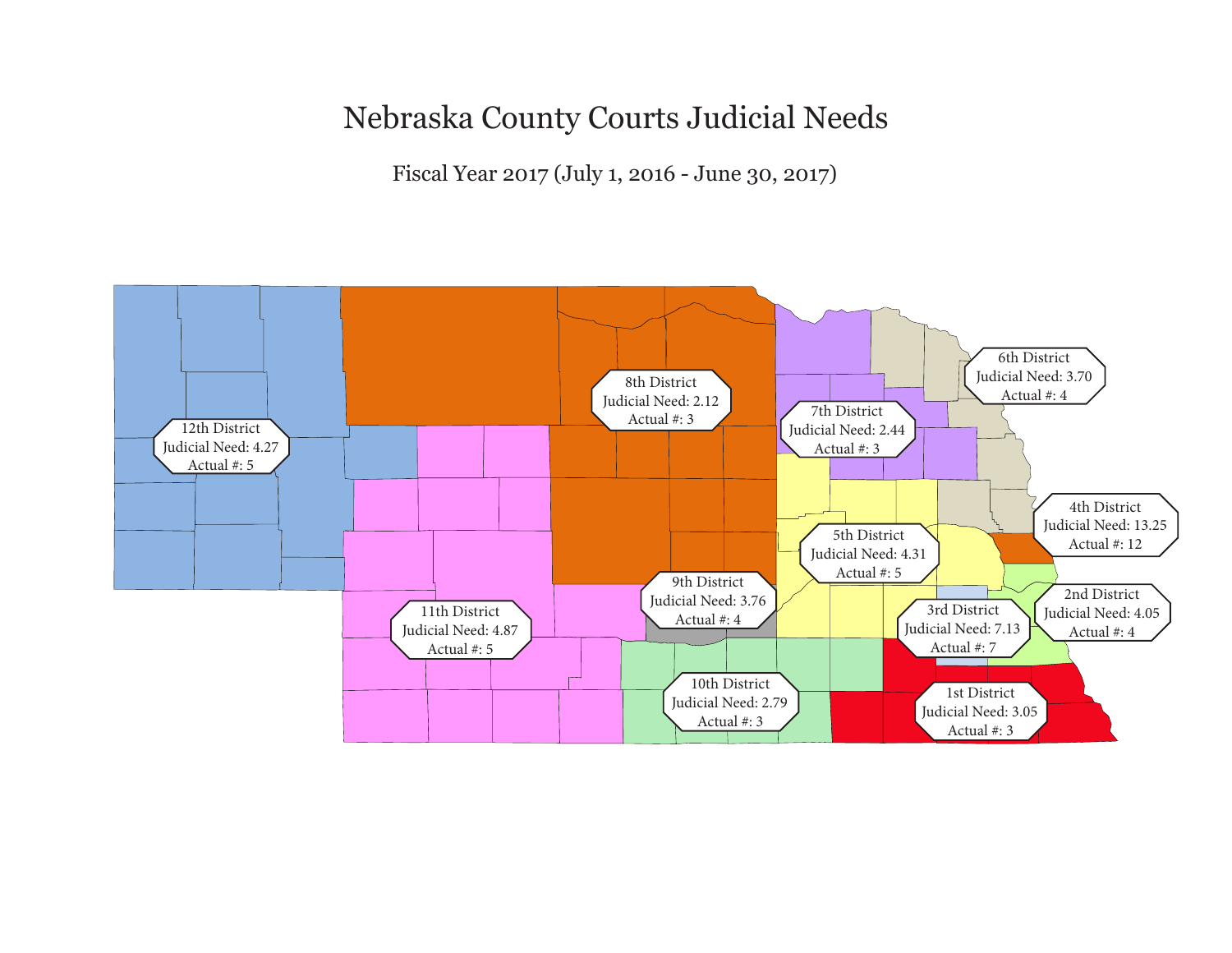# Nebraska County Courts Judicial Needs

Fiscal Year 2017 (July 1, 2016 - June 30, 2017)

12th District
Judicial Need: 4.27
Actual #: 5

8th District
Judicial Need: 2.12
Actual #: 3

7th District
Judicial Need: 2.44
Actual #: 3

6th District
Judicial Need: 3.70
Actual #: 4

4th District
Judicial Need: 13.25
Actual #: 12

5th District
Judicial Need: 4.31
Actual #: 5

9th District
Judicial Need: 3.76
Actual #: 4

11th District
Judicial Need: 4.87
Actual #: 5

3rd District
Judicial Need: 7.13
Actual #: 7

2nd District
Judicial Need: 4.05
Actual #: 4

10th District
Judicial Need: 2.79
Actual #: 3

1st District
Judicial Need: 3.05
Actual #: 3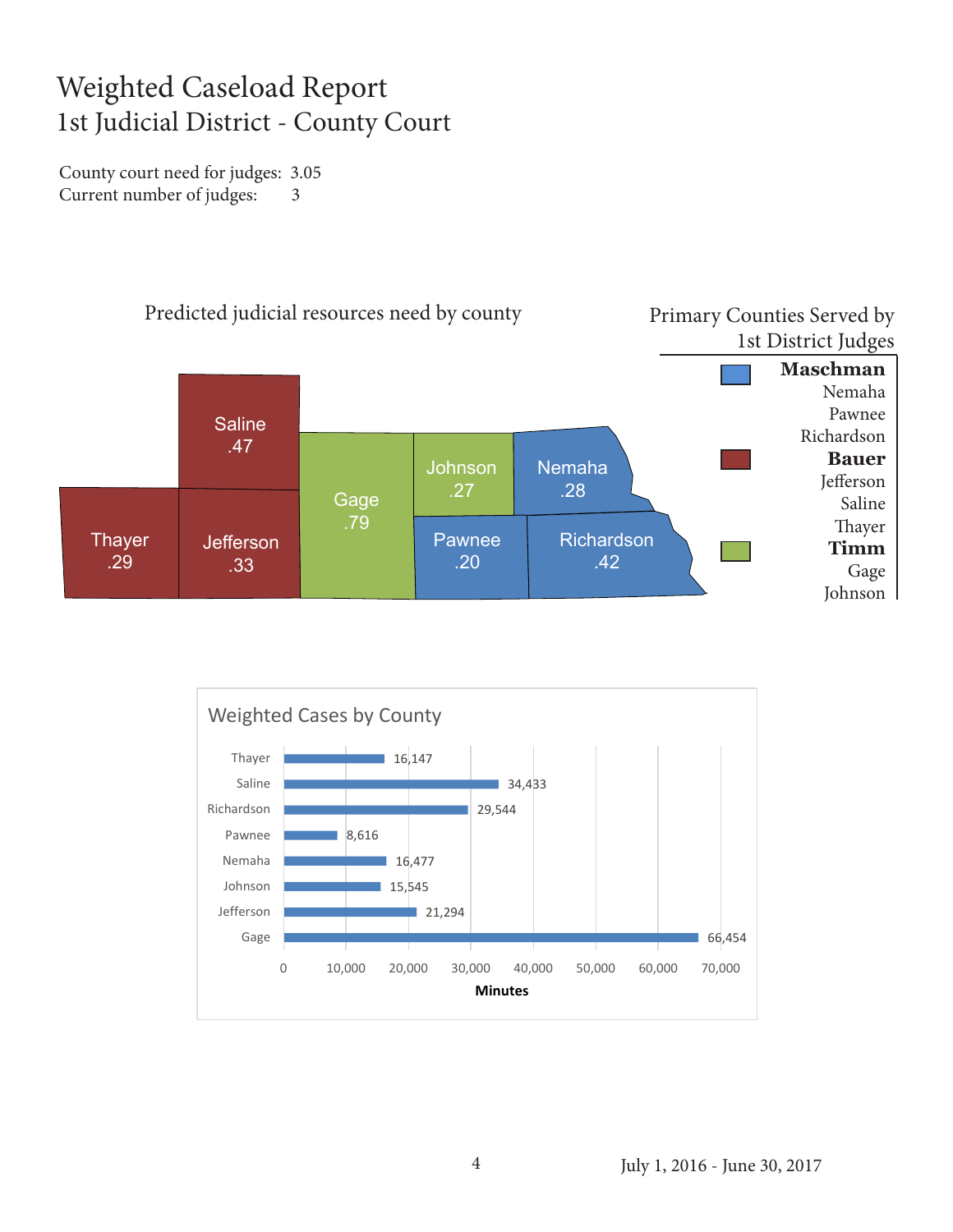# Weighted Caseload Report
## 1st Judicial District - County Court

County court need for judges: 3.05
Current number of judges: 3

### Predicted judicial resources need by county

| County | Need |
|---|---|
| Saline | .47 |
| Thayer | .29 |
| Jefferson | .33 |
| Gage | .79 |
| Johnson | .27 |
| Nemaha | .28 |
| Pawnee | .20 |
| Richardson | .42 |

### Primary Counties Served by 1st District Judges

**Maschman**
Nemaha
Pawnee
Richardson

**Bauer**
Jefferson
Saline
Thayer

**Timm**
Gage
Johnson

### Weighted Cases by County

| County | Minutes |
|---|---|
| Thayer | 16,147 |
| Saline | 34,433 |
| Richardson | 29,544 |
| Pawnee | 8,616 |
| Nemaha | 16,477 |
| Johnson | 15,545 |
| Jefferson | 21,294 |
| Gage | 66,454 |

July 1, 2016 - June 30, 2017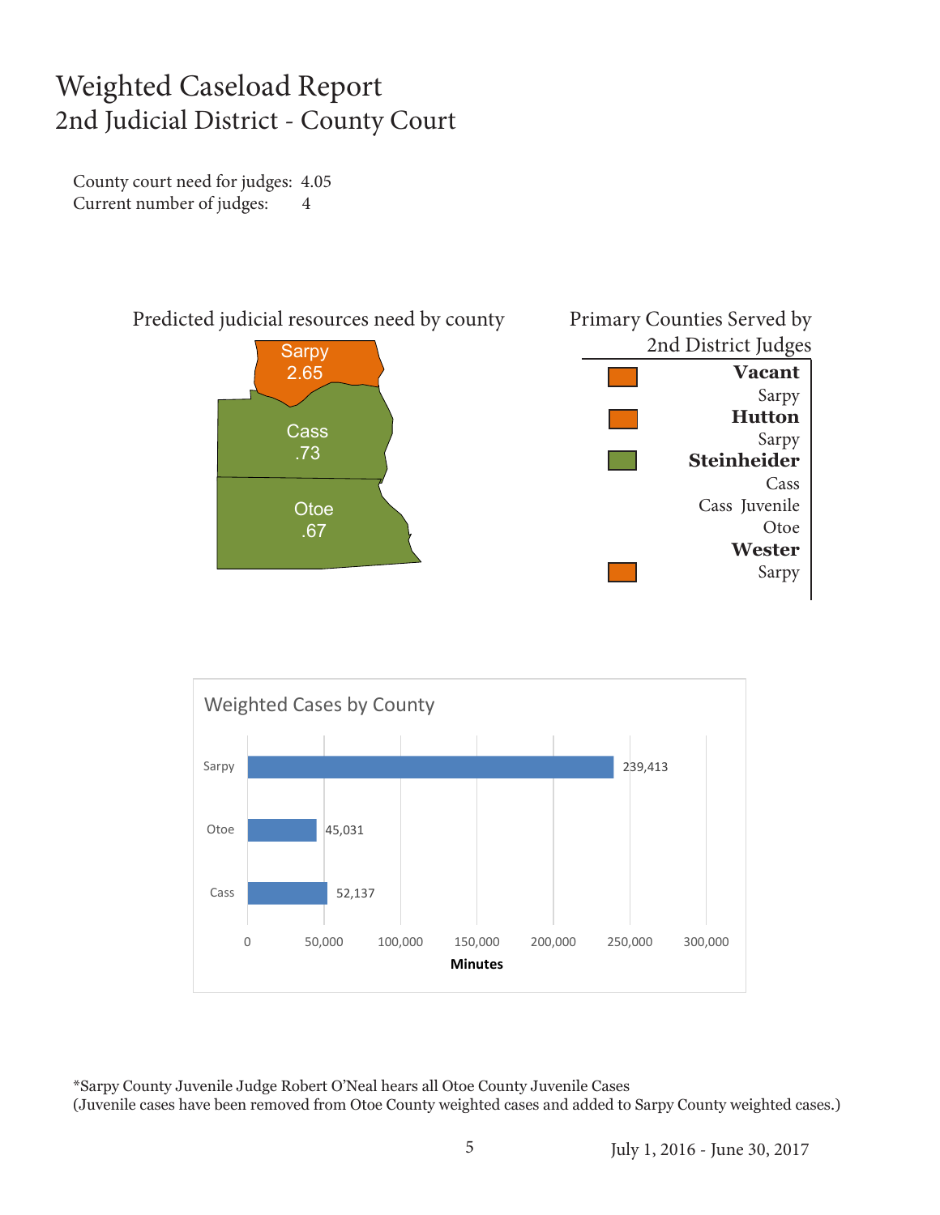# Weighted Caseload Report
## 2nd Judicial District - County Court

County court need for judges: 4.05
Current number of judges: 4

### Predicted judicial resources need by county

| County | Need |
|---|---|
| Sarpy | 2.65 |
| Cass | .73 |
| Otoe | .67 |

### Primary Counties Served by 2nd District Judges

**Vacant**
Sarpy

**Hutton**
Sarpy

**Steinheider**
Cass
Cass Juvenile
Otoe

**Wester**
Sarpy

### Weighted Cases by County

| County | Minutes |
|---|---|
| Sarpy | 239,413 |
| Otoe | 45,031 |
| Cass | 52,137 |

*Sarpy County Juvenile Judge Robert O'Neal hears all Otoe County Juvenile Cases
(Juvenile cases have been removed from Otoe County weighted cases and added to Sarpy County weighted cases.)

July 1, 2016 - June 30, 2017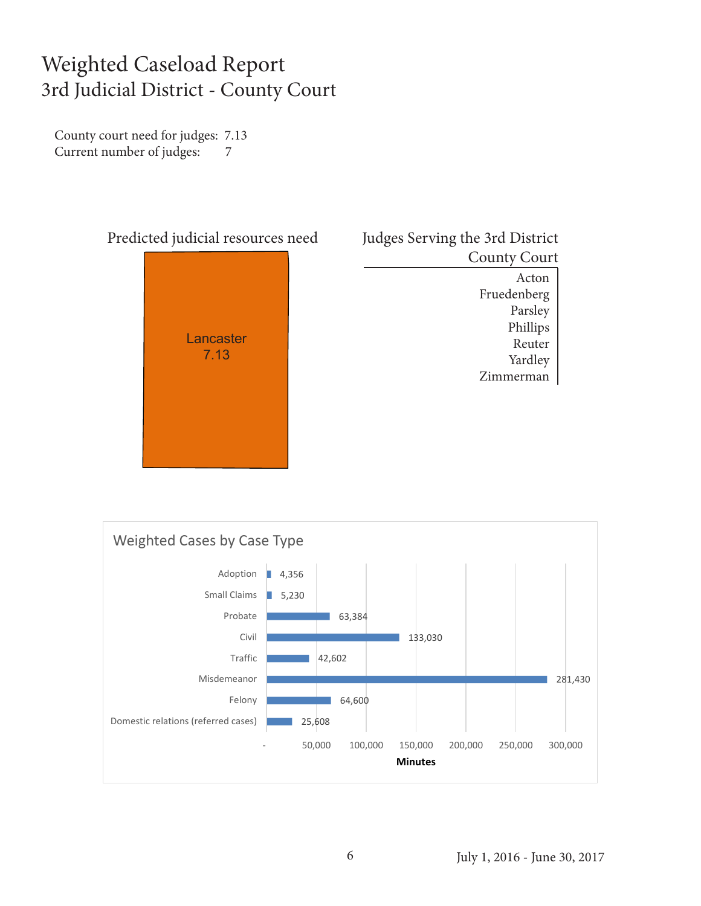# Weighted Caseload Report
## 3rd Judicial District - County Court

County court need for judges: 7.13
Current number of judges: 7

### Predicted judicial resources need

Lancaster
7.13

### Judges Serving the 3rd District County Court

- Acton
- Fruedenberg
- Parsley
- Phillips
- Reuter
- Yardley
- Zimmerman

### Weighted Cases by Case Type

| Case Type | Minutes |
|---|---|
| Adoption | 4,356 |
| Small Claims | 5,230 |
| Probate | 63,384 |
| Civil | 133,030 |
| Traffic | 42,602 |
| Misdemeanor | 281,430 |
| Felony | 64,600 |
| Domestic relations (referred cases) | 25,608 |

July 1, 2016 - June 30, 2017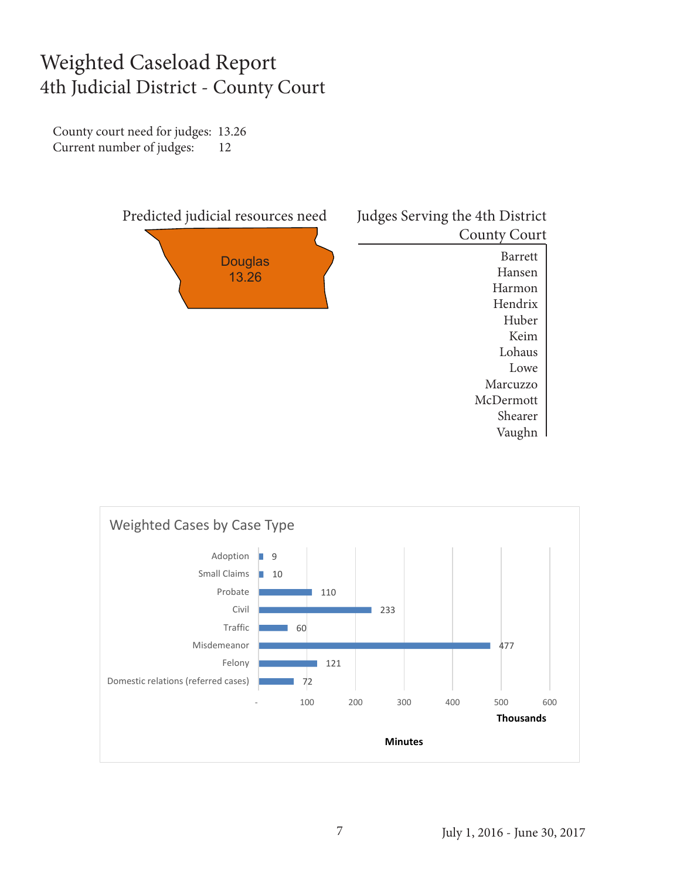# Weighted Caseload Report
## 4th Judicial District - County Court

County court need for judges: 13.26
Current number of judges: 12

Predicted judicial resources need

Douglas
13.26

Judges Serving the 4th District County Court

- Barrett
- Hansen
- Harmon
- Hendrix
- Huber
- Keim
- Lohaus
- Lowe
- Marcuzzo
- McDermott
- Shearer
- Vaughn

### Weighted Cases by Case Type

| Case Type | Minutes (Thousands) |
|---|---|
| Adoption | 9 |
| Small Claims | 10 |
| Probate | 110 |
| Civil | 233 |
| Traffic | 60 |
| Misdemeanor | 477 |
| Felony | 121 |
| Domestic relations (referred cases) | 72 |

July 1, 2016 - June 30, 2017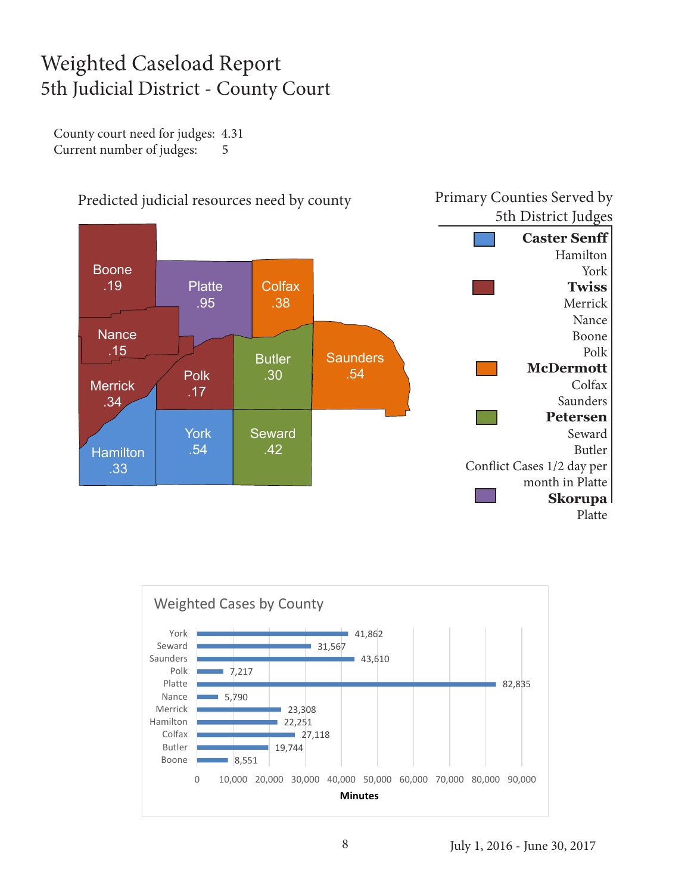# Weighted Caseload Report

## 5th Judicial District - County Court

County court need for judges: 4.31
Current number of judges: 5

Predicted judicial resources need by county

| County | Need |
|---|---|
| Boone | .19 |
| Platte | .95 |
| Colfax | .38 |
| Nance | .15 |
| Merrick | .34 |
| Polk | .17 |
| Butler | .30 |
| Saunders | .54 |
| Hamilton | .33 |
| York | .54 |
| Seward | .42 |

Primary Counties Served by 5th District Judges

**Caster Senff**
Hamilton
York

**Twiss**
Merrick
Nance
Boone
Polk

**McDermott**
Colfax
Saunders

**Petersen**
Seward
Butler
Conflict Cases 1/2 day per month in Platte

**Skorupa**
Platte

Weighted Cases by County

| County | Minutes |
|---|---|
| York | 41,862 |
| Seward | 31,567 |
| Saunders | 43,610 |
| Polk | 7,217 |
| Platte | 82,835 |
| Nance | 5,790 |
| Merrick | 23,308 |
| Hamilton | 22,251 |
| Colfax | 27,118 |
| Butler | 19,744 |
| Boone | 8,551 |

July 1, 2016 - June 30, 2017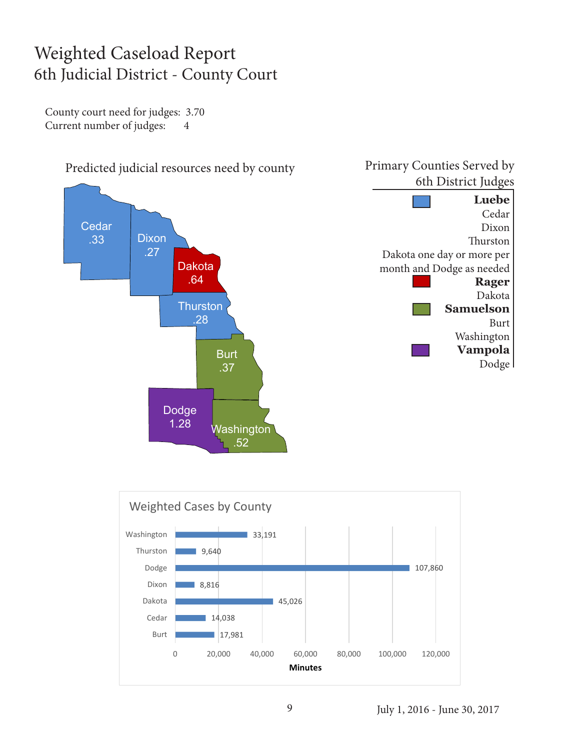# Weighted Caseload Report
## 6th Judicial District - County Court

County court need for judges: 3.70
Current number of judges: 4

### Predicted judicial resources need by county

| County | Need |
| --- | --- |
| Cedar | .33 |
| Dixon | .27 |
| Dakota | .64 |
| Thurston | .28 |
| Burt | .37 |
| Dodge | 1.28 |
| Washington | .52 |

### Primary Counties Served by 6th District Judges

**Luebe**
Cedar
Dixon
Thurston
Dakota one day or more per month and Dodge as needed

**Rager**
Dakota

**Samuelson**
Burt
Washington

**Vampola**
Dodge

### Weighted Cases by County

| County | Minutes |
| --- | --- |
| Washington | 33,191 |
| Thurston | 9,640 |
| Dodge | 107,860 |
| Dixon | 8,816 |
| Dakota | 45,026 |
| Cedar | 14,038 |
| Burt | 17,981 |

July 1, 2016 - June 30, 2017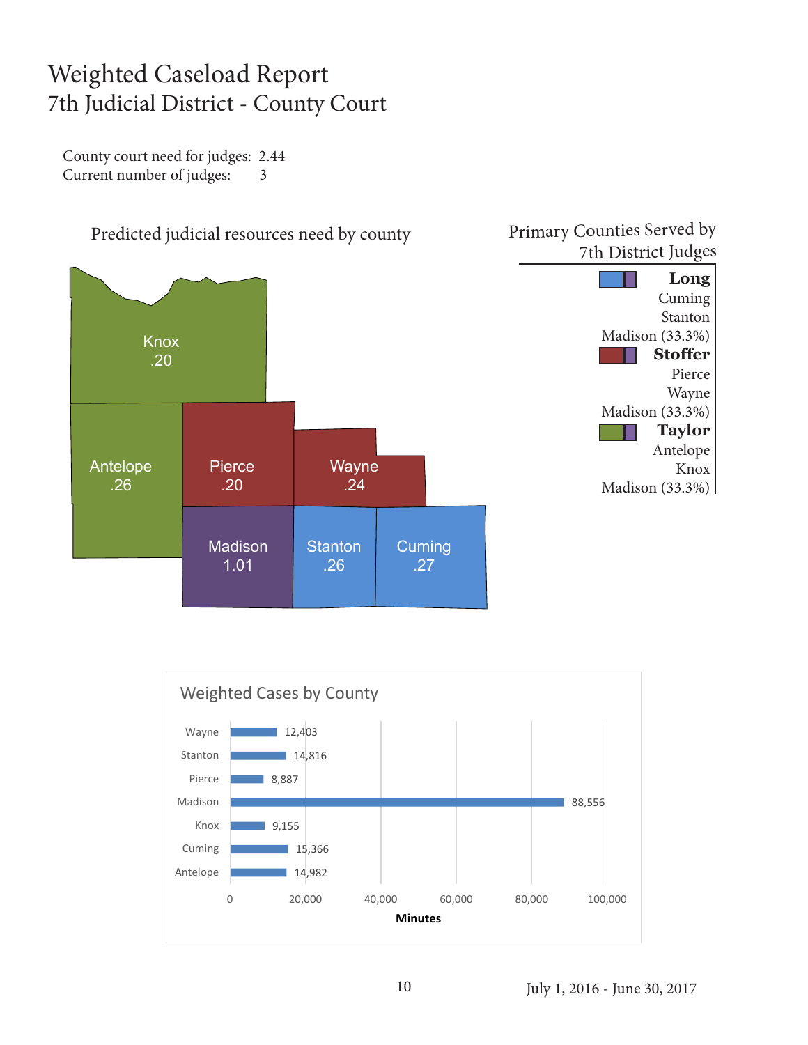# Weighted Caseload Report
## 7th Judicial District - County Court

County court need for judges: 2.44
Current number of judges: 3

### Predicted judicial resources need by county

| County | Need |
| --- | --- |
| Knox | .20 |
| Antelope | .26 |
| Pierce | .20 |
| Wayne | .24 |
| Madison | 1.01 |
| Stanton | .26 |
| Cuming | .27 |

### Primary Counties Served by 7th District Judges

**Long**
Cuming
Stanton
Madison (33.3%)

**Stoffer**
Pierce
Wayne
Madison (33.3%)

**Taylor**
Antelope
Knox
Madison (33.3%)

### Weighted Cases by County

| County | Minutes |
| --- | --- |
| Wayne | 12,403 |
| Stanton | 14,816 |
| Pierce | 8,887 |
| Madison | 88,556 |
| Knox | 9,155 |
| Cuming | 15,366 |
| Antelope | 14,982 |

July 1, 2016 - June 30, 2017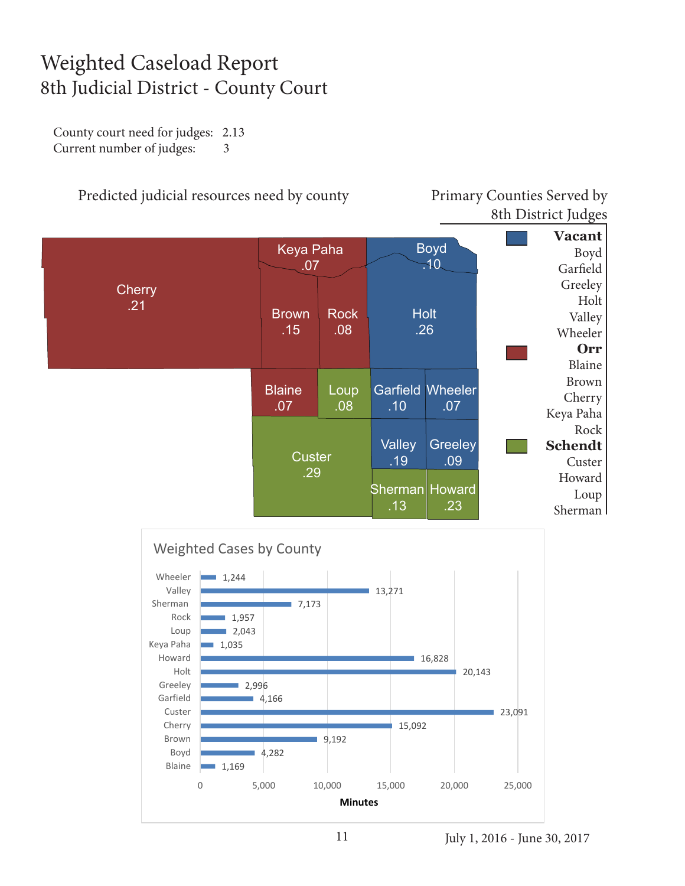# Weighted Caseload Report
## 8th Judicial District - County Court

County court need for judges: 2.13
Current number of judges: 3

### Predicted judicial resources need by county

| County | Need |
|---|---|
| Cherry | .21 |
| Keya Paha | .07 |
| Boyd | .10 |
| Brown | .15 |
| Rock | .08 |
| Holt | .26 |
| Blaine | .07 |
| Loup | .08 |
| Garfield | .10 |
| Wheeler | .07 |
| Custer | .29 |
| Valley | .19 |
| Greeley | .09 |
| Sherman | .13 |
| Howard | .23 |

### Primary Counties Served by 8th District Judges

**Vacant**
- Boyd
- Garfield
- Greeley
- Holt
- Valley
- Wheeler

**Orr**
- Blaine
- Brown
- Cherry
- Keya Paha
- Rock

**Schendt**
- Custer
- Howard
- Loup
- Sherman

### Weighted Cases by County

| County | Minutes |
|---|---|
| Wheeler | 1,244 |
| Valley | 13,271 |
| Sherman | 7,173 |
| Rock | 1,957 |
| Loup | 2,043 |
| Keya Paha | 1,035 |
| Howard | 16,828 |
| Holt | 20,143 |
| Greeley | 2,996 |
| Garfield | 4,166 |
| Custer | 23,091 |
| Cherry | 15,092 |
| Brown | 9,192 |
| Boyd | 4,282 |
| Blaine | 1,169 |

July 1, 2016 - June 30, 2017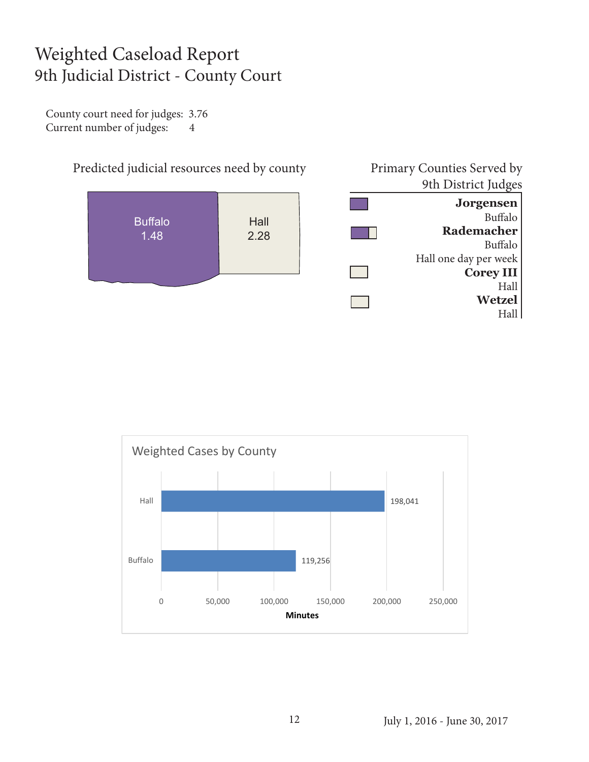# Weighted Caseload Report

## 9th Judicial District - County Court

County court need for judges: 3.76
Current number of judges: 4

Predicted judicial resources need by county

| County | Need |
|---|---|
| Buffalo | 1.48 |
| Hall | 2.28 |

Primary Counties Served by 9th District Judges

**Jorgensen**
Buffalo

**Rademacher**
Buffalo
Hall one day per week

**Corey III**
Hall

**Wetzel**
Hall

Weighted Cases by County

| County | Minutes |
|---|---|
| Hall | 198,041 |
| Buffalo | 119,256 |

July 1, 2016 - June 30, 2017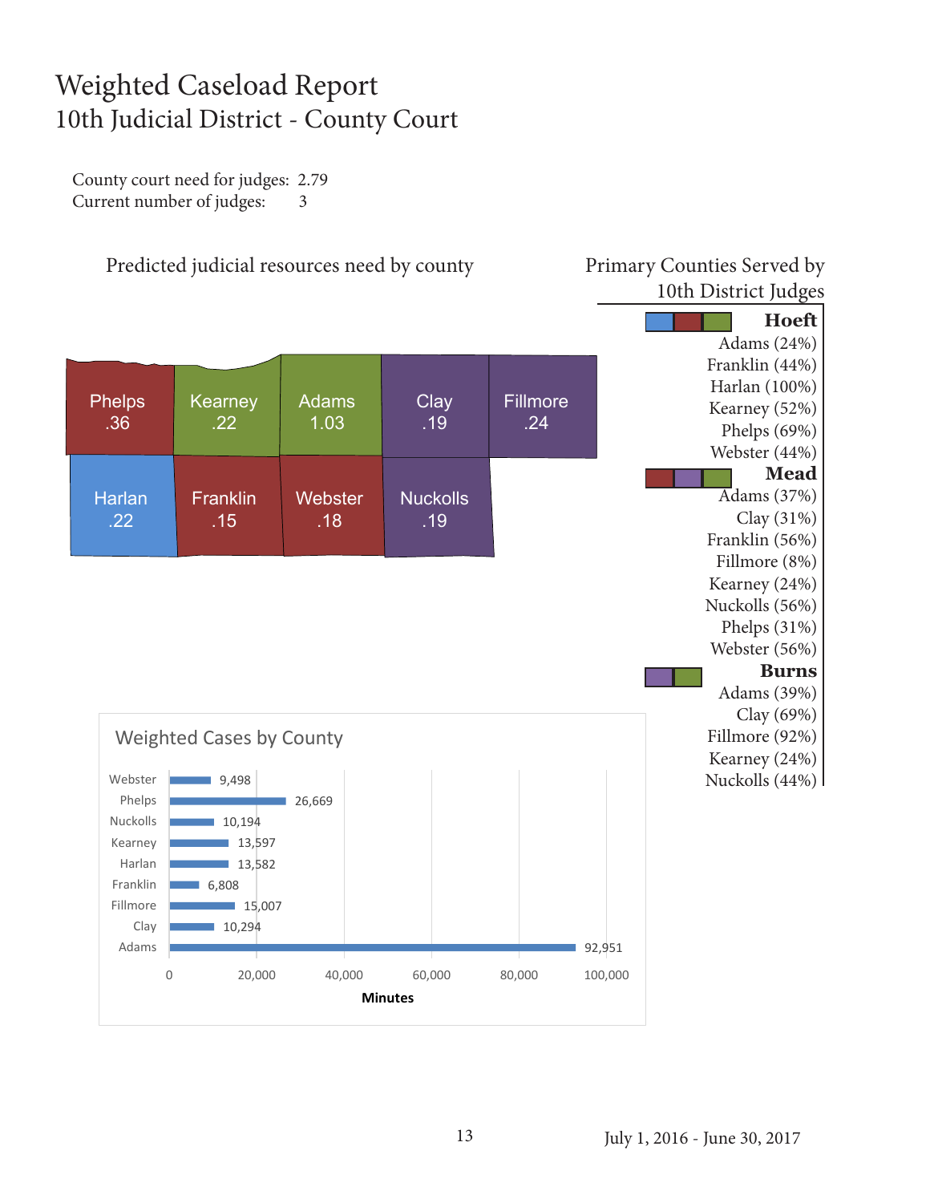# Weighted Caseload Report

## 10th Judicial District - County Court

County court need for judges: 2.79
Current number of judges: 3

### Predicted judicial resources need by county

| County | Need |
|---|---|
| Phelps | .36 |
| Kearney | .22 |
| Adams | 1.03 |
| Clay | .19 |
| Fillmore | .24 |
| Harlan | .22 |
| Franklin | .15 |
| Webster | .18 |
| Nuckolls | .19 |

### Primary Counties Served by 10th District Judges

**Hoeft**
Adams (24%)
Franklin (44%)
Harlan (100%)
Kearney (52%)
Phelps (69%)
Webster (44%)

**Mead**
Adams (37%)
Clay (31%)
Franklin (56%)
Fillmore (8%)
Kearney (24%)
Nuckolls (56%)
Phelps (31%)
Webster (56%)

**Burns**
Adams (39%)
Clay (69%)
Fillmore (92%)
Kearney (24%)
Nuckolls (44%)

### Weighted Cases by County

| County | Minutes |
|---|---|
| Webster | 9,498 |
| Phelps | 26,669 |
| Nuckolls | 10,194 |
| Kearney | 13,597 |
| Harlan | 13,582 |
| Franklin | 6,808 |
| Fillmore | 15,007 |
| Clay | 10,294 |
| Adams | 92,951 |

July 1, 2016 - June 30, 2017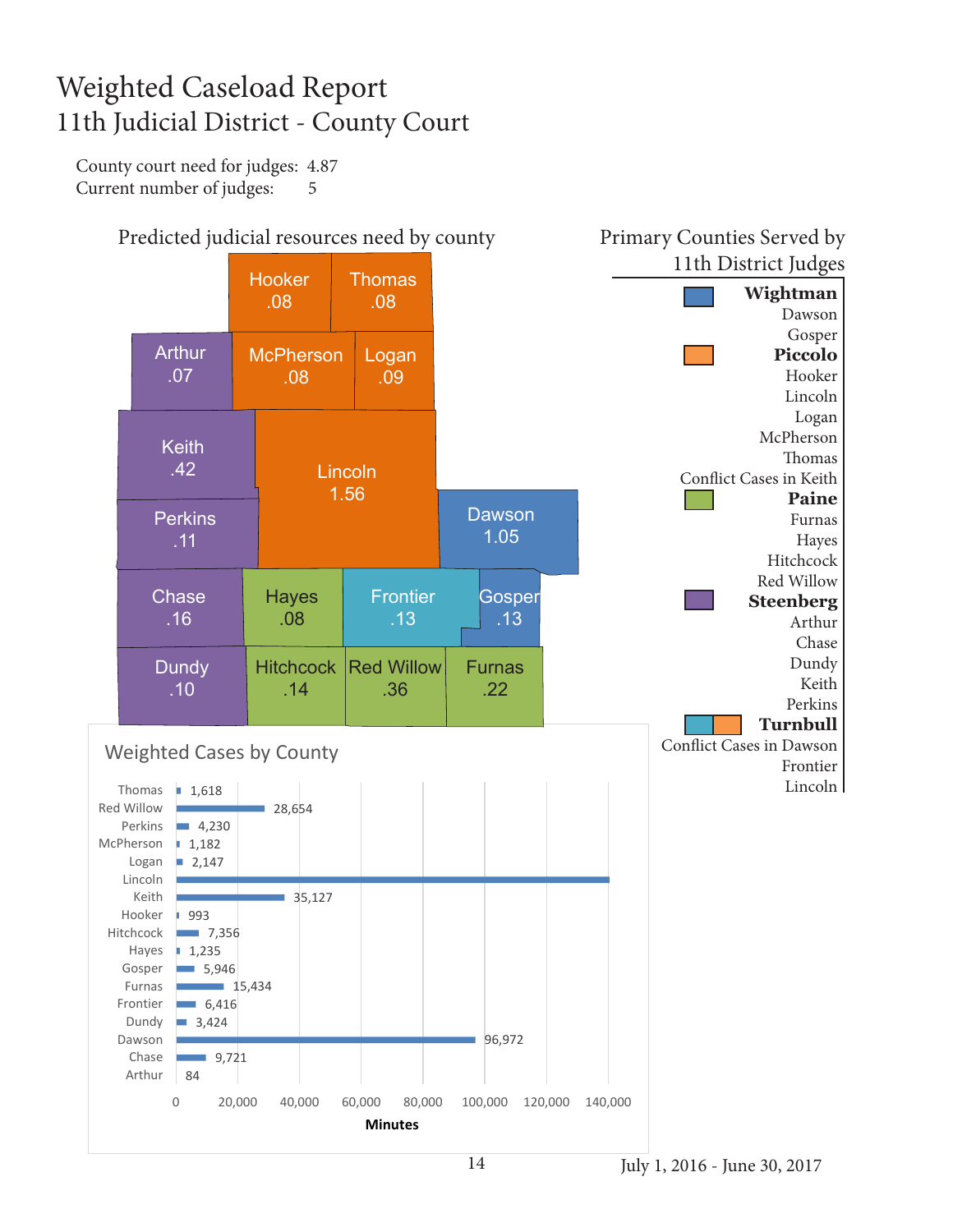# Weighted Caseload Report
## 11th Judicial District - County Court

County court need for judges: 4.87
Current number of judges: 5

### Predicted judicial resources need by county

| County | Need |
|---|---|
| Hooker | .08 |
| Thomas | .08 |
| Arthur | .07 |
| McPherson | .08 |
| Logan | .09 |
| Keith | .42 |
| Lincoln | 1.56 |
| Perkins | .11 |
| Dawson | 1.05 |
| Chase | .16 |
| Hayes | .08 |
| Frontier | .13 |
| Gosper | .13 |
| Dundy | .10 |
| Hitchcock | .14 |
| Red Willow | .36 |
| Furnas | .22 |

### Primary Counties Served by 11th District Judges

**Wightman**
Dawson
Gosper

**Piccolo**
Hooker
Lincoln
Logan
McPherson
Thomas
Conflict Cases in Keith

**Paine**
Furnas
Hayes
Hitchcock
Red Willow

**Steenberg**
Arthur
Chase
Dundy
Keith
Perkins

**Turnbull**
Conflict Cases in Dawson
Frontier
Lincoln

### Weighted Cases by County

| County | Minutes |
|---|---|
| Thomas | 1,618 |
| Red Willow | 28,654 |
| Perkins | 4,230 |
| McPherson | 1,182 |
| Logan | 2,147 |
| Lincoln | |
| Keith | 35,127 |
| Hooker | 993 |
| Hitchcock | 7,356 |
| Hayes | 1,235 |
| Gosper | 5,946 |
| Furnas | 15,434 |
| Frontier | 6,416 |
| Dundy | 3,424 |
| Dawson | 96,972 |
| Chase | 9,721 |
| Arthur | 84 |

July 1, 2016 - June 30, 2017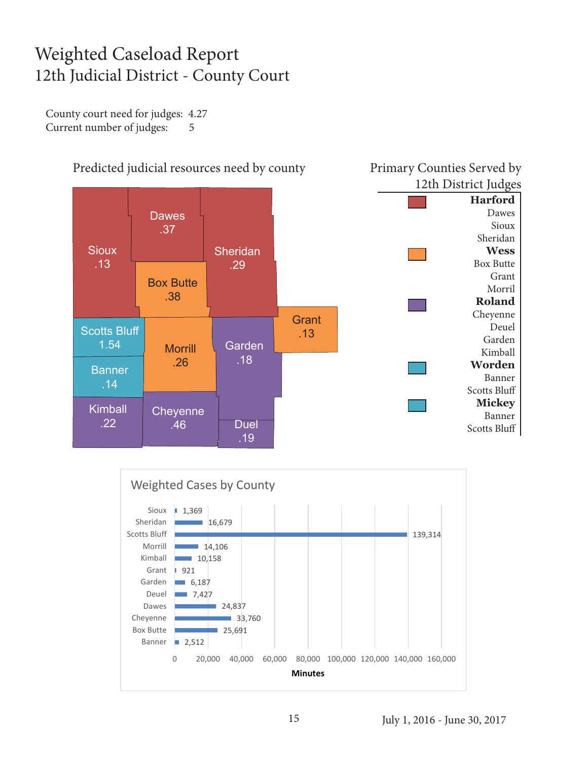# Weighted Caseload Report
## 12th Judicial District - County Court

County court need for judges: 4.27
Current number of judges: 5

Predicted judicial resources need by county

Dawes .37
Sioux .13
Sheridan .29
Box Butte .38
Scotts Bluff 1.54
Grant .13
Morrill .26
Garden .18
Banner .14
Kimball .22
Cheyenne .46
Duel .19

Primary Counties Served by 12th District Judges

**Harford**
Dawes
Sioux
Sheridan

**Wess**
Box Butte
Grant
Morril

**Roland**
Cheyenne
Deuel
Garden
Kimball

**Worden**
Banner
Scotts Bluff

**Mickey**
Banner
Scotts Bluff

Weighted Cases by County

Sioux 1,369
Sheridan 16,679
Scotts Bluff 139,314
Morrill 14,106
Kimball 10,158
Grant 921
Garden 6,187
Deuel 7,427
Dawes 24,837
Cheyenne 33,760
Box Butte 25,691
Banner 2,512

0 20,000 40,000 60,000 80,000 100,000 120,000 140,000 160,000

Minutes

July 1, 2016 - June 30, 2017